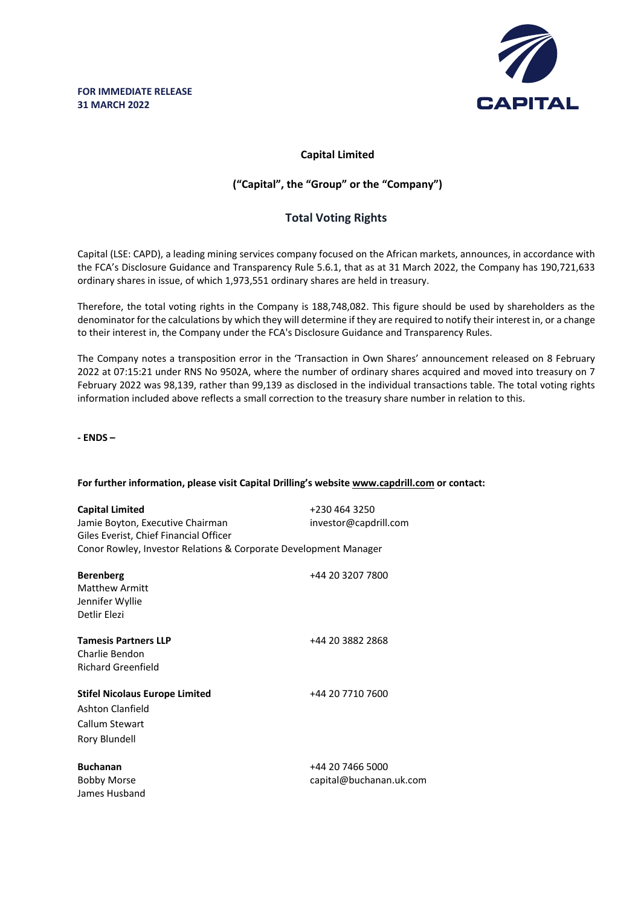**FOR IMMEDIATE RELEASE**
**31 MARCH 2022**

CAPITAL

**Capital Limited**

**("Capital", the "Group" or the "Company")**

## Total Voting Rights

Capital (LSE: CAPD), a leading mining services company focused on the African markets, announces, in accordance with the FCA's Disclosure Guidance and Transparency Rule 5.6.1, that as at 31 March 2022, the Company has 190,721,633 ordinary shares in issue, of which 1,973,551 ordinary shares are held in treasury.

Therefore, the total voting rights in the Company is 188,748,082. This figure should be used by shareholders as the denominator for the calculations by which they will determine if they are required to notify their interest in, or a change to their interest in, the Company under the FCA's Disclosure Guidance and Transparency Rules.

The Company notes a transposition error in the 'Transaction in Own Shares' announcement released on 8 February 2022 at 07:15:21 under RNS No 9502A, where the number of ordinary shares acquired and moved into treasury on 7 February 2022 was 98,139, rather than 99,139 as disclosed in the individual transactions table. The total voting rights information included above reflects a small correction to the treasury share number in relation to this.

**- ENDS –**

**For further information, please visit Capital Drilling's website www.capdrill.com or contact:**

**Capital Limited** +230 464 3250
Jamie Boyton, Executive Chairman investor@capdrill.com
Giles Everist, Chief Financial Officer
Conor Rowley, Investor Relations & Corporate Development Manager

**Berenberg** +44 20 3207 7800
Matthew Armitt
Jennifer Wyllie
Detlir Elezi

**Tamesis Partners LLP** +44 20 3882 2868
Charlie Bendon
Richard Greenfield

**Stifel Nicolaus Europe Limited** +44 20 7710 7600
Ashton Clanfield
Callum Stewart
Rory Blundell

**Buchanan** +44 20 7466 5000
Bobby Morse capital@buchanan.uk.com
James Husband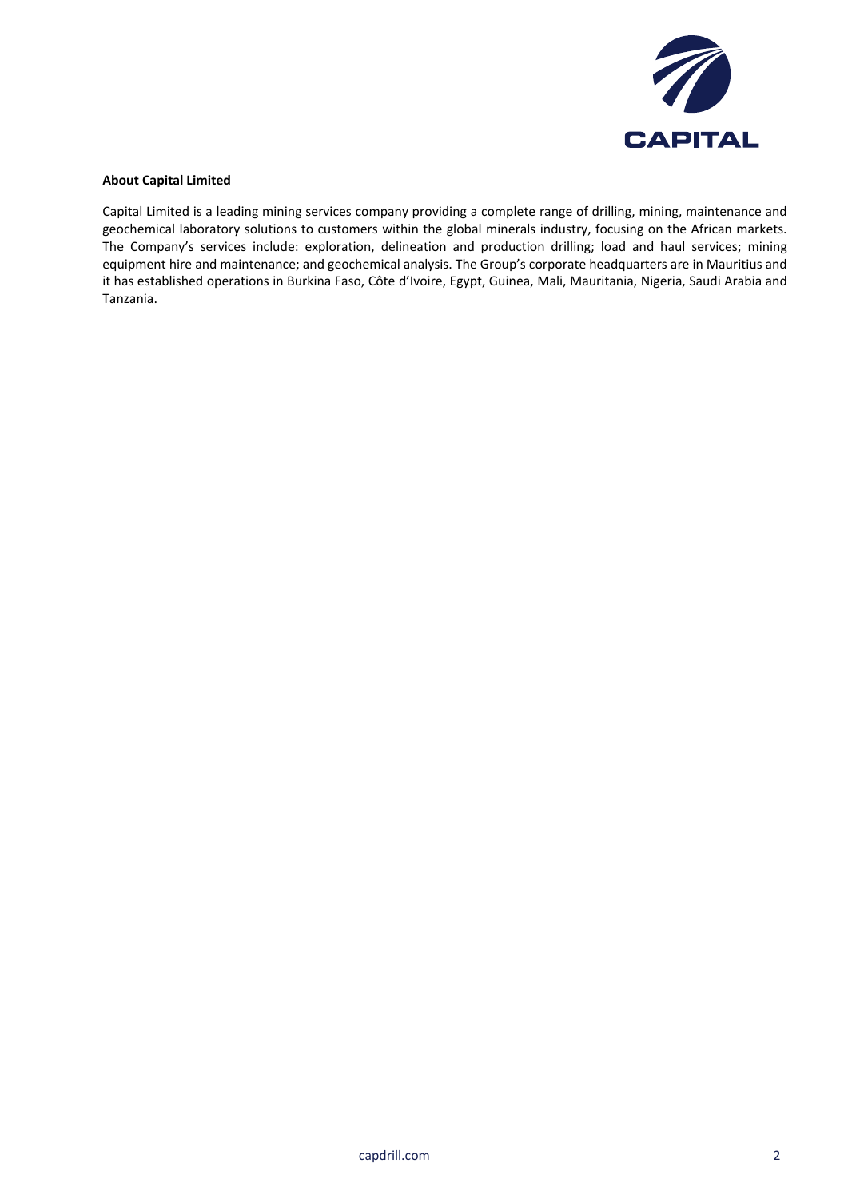**About Capital Limited**

Capital Limited is a leading mining services company providing a complete range of drilling, mining, maintenance and geochemical laboratory solutions to customers within the global minerals industry, focusing on the African markets. The Company's services include: exploration, delineation and production drilling; load and haul services; mining equipment hire and maintenance; and geochemical analysis. The Group's corporate headquarters are in Mauritius and it has established operations in Burkina Faso, Côte d'Ivoire, Egypt, Guinea, Mali, Mauritania, Nigeria, Saudi Arabia and Tanzania.